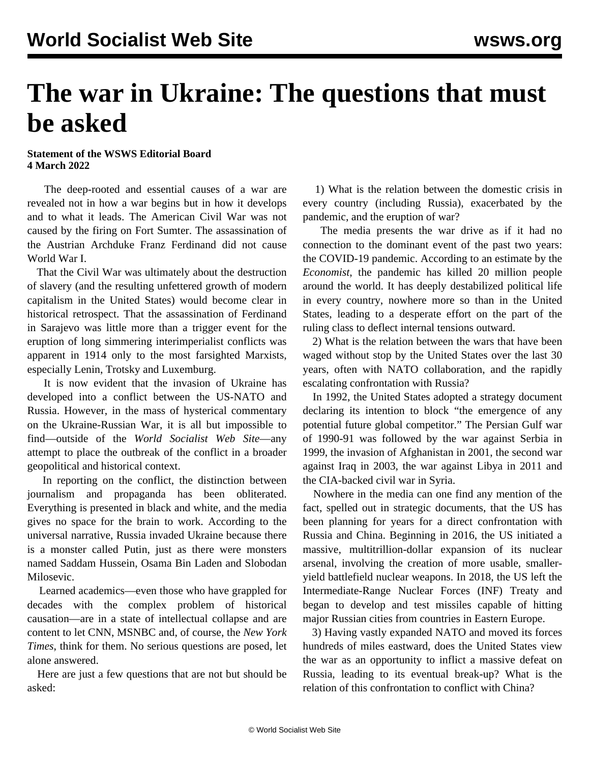# The war in Ukraine: The questions that must be asked

**Statement of the WSWS Editorial Board**
**4 March 2022**

The deep-rooted and essential causes of a war are revealed not in how a war begins but in how it develops and to what it leads. The American Civil War was not caused by the firing on Fort Sumter. The assassination of the Austrian Archduke Franz Ferdinand did not cause World War I.

That the Civil War was ultimately about the destruction of slavery (and the resulting unfettered growth of modern capitalism in the United States) would become clear in historical retrospect. That the assassination of Ferdinand in Sarajevo was little more than a trigger event for the eruption of long simmering interimperialist conflicts was apparent in 1914 only to the most farsighted Marxists, especially Lenin, Trotsky and Luxemburg.

It is now evident that the invasion of Ukraine has developed into a conflict between the US-NATO and Russia. However, in the mass of hysterical commentary on the Ukraine-Russian War, it is all but impossible to find—outside of the *World Socialist Web Site*—any attempt to place the outbreak of the conflict in a broader geopolitical and historical context.

In reporting on the conflict, the distinction between journalism and propaganda has been obliterated. Everything is presented in black and white, and the media gives no space for the brain to work. According to the universal narrative, Russia invaded Ukraine because there is a monster called Putin, just as there were monsters named Saddam Hussein, Osama Bin Laden and Slobodan Milosevic.

Learned academics—even those who have grappled for decades with the complex problem of historical causation—are in a state of intellectual collapse and are content to let CNN, MSNBC and, of course, the *New York Times*, think for them. No serious questions are posed, let alone answered.

Here are just a few questions that are not but should be asked:

1) What is the relation between the domestic crisis in every country (including Russia), exacerbated by the pandemic, and the eruption of war?

The media presents the war drive as if it had no connection to the dominant event of the past two years: the COVID-19 pandemic. According to an estimate by the *Economist*, the pandemic has killed 20 million people around the world. It has deeply destabilized political life in every country, nowhere more so than in the United States, leading to a desperate effort on the part of the ruling class to deflect internal tensions outward.

2) What is the relation between the wars that have been waged without stop by the United States over the last 30 years, often with NATO collaboration, and the rapidly escalating confrontation with Russia?

In 1992, the United States adopted a strategy document declaring its intention to block "the emergence of any potential future global competitor." The Persian Gulf war of 1990-91 was followed by the war against Serbia in 1999, the invasion of Afghanistan in 2001, the second war against Iraq in 2003, the war against Libya in 2011 and the CIA-backed civil war in Syria.

Nowhere in the media can one find any mention of the fact, spelled out in strategic documents, that the US has been planning for years for a direct confrontation with Russia and China. Beginning in 2016, the US initiated a massive, multitrillion-dollar expansion of its nuclear arsenal, involving the creation of more usable, smaller-yield battlefield nuclear weapons. In 2018, the US left the Intermediate-Range Nuclear Forces (INF) Treaty and began to develop and test missiles capable of hitting major Russian cities from countries in Eastern Europe.

3) Having vastly expanded NATO and moved its forces hundreds of miles eastward, does the United States view the war as an opportunity to inflict a massive defeat on Russia, leading to its eventual break-up? What is the relation of this confrontation to conflict with China?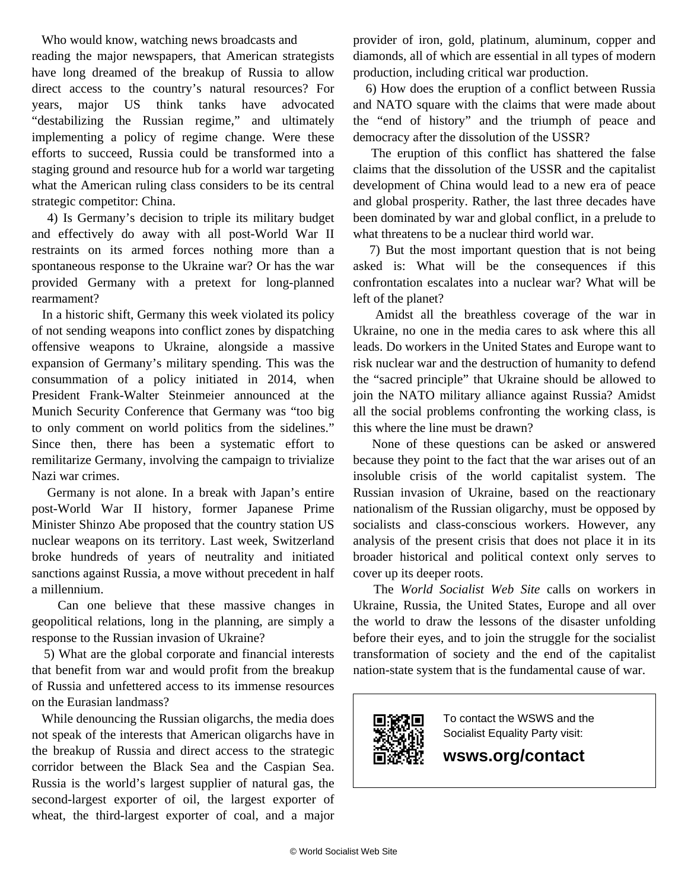Who would know, watching news broadcasts and reading the major newspapers, that American strategists have long dreamed of the breakup of Russia to allow direct access to the country's natural resources? For years, major US think tanks have advocated "destabilizing the Russian regime," and ultimately implementing a policy of regime change. Were these efforts to succeed, Russia could be transformed into a staging ground and resource hub for a world war targeting what the American ruling class considers to be its central strategic competitor: China.

4) Is Germany's decision to triple its military budget and effectively do away with all post-World War II restraints on its armed forces nothing more than a spontaneous response to the Ukraine war? Or has the war provided Germany with a pretext for long-planned rearmament?

In a historic shift, Germany this week violated its policy of not sending weapons into conflict zones by dispatching offensive weapons to Ukraine, alongside a massive expansion of Germany's military spending. This was the consummation of a policy initiated in 2014, when President Frank-Walter Steinmeier announced at the Munich Security Conference that Germany was "too big to only comment on world politics from the sidelines." Since then, there has been a systematic effort to remilitarize Germany, involving the campaign to trivialize Nazi war crimes.

Germany is not alone. In a break with Japan's entire post-World War II history, former Japanese Prime Minister Shinzo Abe proposed that the country station US nuclear weapons on its territory. Last week, Switzerland broke hundreds of years of neutrality and initiated sanctions against Russia, a move without precedent in half a millennium.

Can one believe that these massive changes in geopolitical relations, long in the planning, are simply a response to the Russian invasion of Ukraine?

5) What are the global corporate and financial interests that benefit from war and would profit from the breakup of Russia and unfettered access to its immense resources on the Eurasian landmass?

While denouncing the Russian oligarchs, the media does not speak of the interests that American oligarchs have in the breakup of Russia and direct access to the strategic corridor between the Black Sea and the Caspian Sea. Russia is the world's largest supplier of natural gas, the second-largest exporter of oil, the largest exporter of wheat, the third-largest exporter of coal, and a major provider of iron, gold, platinum, aluminum, copper and diamonds, all of which are essential in all types of modern production, including critical war production.

6) How does the eruption of a conflict between Russia and NATO square with the claims that were made about the "end of history" and the triumph of peace and democracy after the dissolution of the USSR?

The eruption of this conflict has shattered the false claims that the dissolution of the USSR and the capitalist development of China would lead to a new era of peace and global prosperity. Rather, the last three decades have been dominated by war and global conflict, in a prelude to what threatens to be a nuclear third world war.

7) But the most important question that is not being asked is: What will be the consequences if this confrontation escalates into a nuclear war? What will be left of the planet?

Amidst all the breathless coverage of the war in Ukraine, no one in the media cares to ask where this all leads. Do workers in the United States and Europe want to risk nuclear war and the destruction of humanity to defend the "sacred principle" that Ukraine should be allowed to join the NATO military alliance against Russia? Amidst all the social problems confronting the working class, is this where the line must be drawn?

None of these questions can be asked or answered because they point to the fact that the war arises out of an insoluble crisis of the world capitalist system. The Russian invasion of Ukraine, based on the reactionary nationalism of the Russian oligarchy, must be opposed by socialists and class-conscious workers. However, any analysis of the present crisis that does not place it in its broader historical and political context only serves to cover up its deeper roots.

The *World Socialist Web Site* calls on workers in Ukraine, Russia, the United States, Europe and all over the world to draw the lessons of the disaster unfolding before their eyes, and to join the struggle for the socialist transformation of society and the end of the capitalist nation-state system that is the fundamental cause of war.

To contact the WSWS and the Socialist Equality Party visit:

**wsws.org/contact**